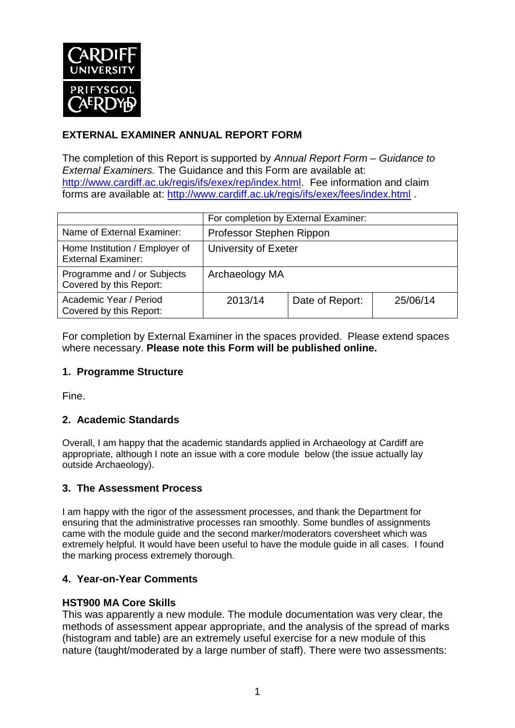CARDIFF UNIVERSITY
PRIFYSGOL CAERDYDD

## EXTERNAL EXAMINER ANNUAL REPORT FORM

The completion of this Report is supported by *Annual Report Form – Guidance to External Examiners.* The Guidance and this Form are available at: http://www.cardiff.ac.uk/regis/ifs/exex/rep/index.html. Fee information and claim forms are available at: http://www.cardiff.ac.uk/regis/ifs/exex/fees/index.html .

| | For completion by External Examiner: | | |
|---|---|---|---|
| Name of External Examiner: | Professor Stephen Rippon | | |
| Home Institution / Employer of External Examiner: | University of Exeter | | |
| Programme and / or Subjects Covered by this Report: | Archaeology MA | | |
| Academic Year / Period Covered by this Report: | 2013/14 | Date of Report: | 25/06/14 |

For completion by External Examiner in the spaces provided. Please extend spaces where necessary. **Please note this Form will be published online.**

### 1. Programme Structure

Fine.

### 2. Academic Standards

Overall, I am happy that the academic standards applied in Archaeology at Cardiff are appropriate, although I note an issue with a core module below (the issue actually lay outside Archaeology).

### 3. The Assessment Process

I am happy with the rigor of the assessment processes, and thank the Department for ensuring that the administrative processes ran smoothly. Some bundles of assignments came with the module guide and the second marker/moderators coversheet which was extremely helpful. It would have been useful to have the module guide in all cases. I found the marking process extremely thorough.

### 4. Year-on-Year Comments

**HST900 MA Core Skills**

This was apparently a new module. The module documentation was very clear, the methods of assessment appear appropriate, and the analysis of the spread of marks (histogram and table) are an extremely useful exercise for a new module of this nature (taught/moderated by a large number of staff). There were two assessments: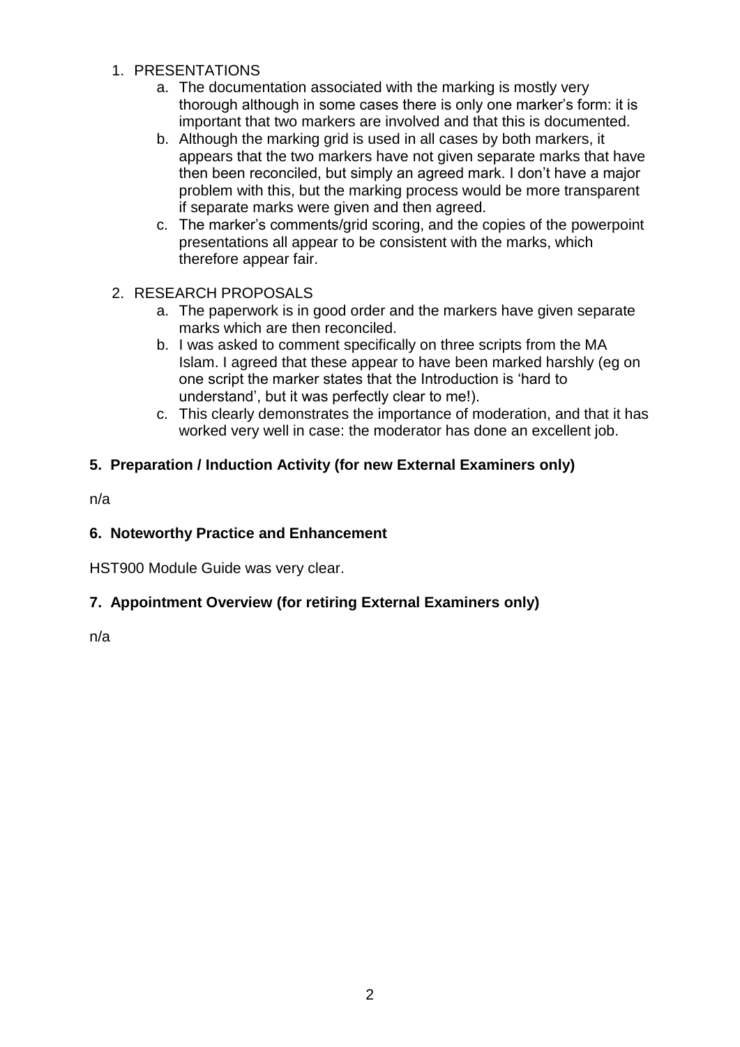1. PRESENTATIONS
    a. The documentation associated with the marking is mostly very thorough although in some cases there is only one marker's form: it is important that two markers are involved and that this is documented.
    b. Although the marking grid is used in all cases by both markers, it appears that the two markers have not given separate marks that have then been reconciled, but simply an agreed mark. I don't have a major problem with this, but the marking process would be more transparent if separate marks were given and then agreed.
    c. The marker's comments/grid scoring, and the copies of the powerpoint presentations all appear to be consistent with the marks, which therefore appear fair.

2. RESEARCH PROPOSALS
    a. The paperwork is in good order and the markers have given separate marks which are then reconciled.
    b. I was asked to comment specifically on three scripts from the MA Islam. I agreed that these appear to have been marked harshly (eg on one script the marker states that the Introduction is 'hard to understand', but it was perfectly clear to me!).
    c. This clearly demonstrates the importance of moderation, and that it has worked very well in case: the moderator has done an excellent job.

**5. Preparation / Induction Activity (for new External Examiners only)**

n/a

**6. Noteworthy Practice and Enhancement**

HST900 Module Guide was very clear.

**7. Appointment Overview (for retiring External Examiners only)**

n/a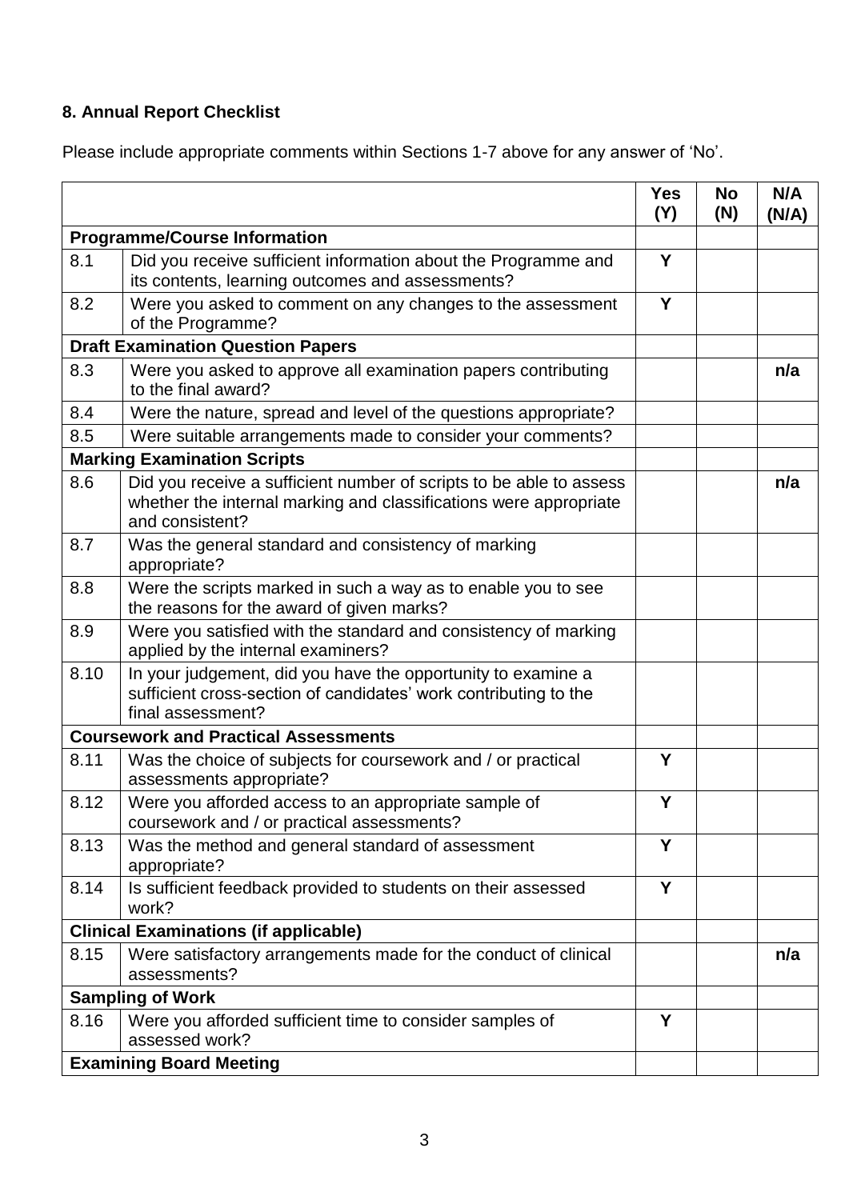### 8. Annual Report Checklist

Please include appropriate comments within Sections 1-7 above for any answer of 'No'.

| | | Yes (Y) | No (N) | N/A (N/A) |
|---|---|---|---|---|
| **Programme/Course Information** | | | | |
| 8.1 | Did you receive sufficient information about the Programme and its contents, learning outcomes and assessments? | Y | | |
| 8.2 | Were you asked to comment on any changes to the assessment of the Programme? | Y | | |
| **Draft Examination Question Papers** | | | | |
| 8.3 | Were you asked to approve all examination papers contributing to the final award? | | | n/a |
| 8.4 | Were the nature, spread and level of the questions appropriate? | | | |
| 8.5 | Were suitable arrangements made to consider your comments? | | | |
| **Marking Examination Scripts** | | | | |
| 8.6 | Did you receive a sufficient number of scripts to be able to assess whether the internal marking and classifications were appropriate and consistent? | | | n/a |
| 8.7 | Was the general standard and consistency of marking appropriate? | | | |
| 8.8 | Were the scripts marked in such a way as to enable you to see the reasons for the award of given marks? | | | |
| 8.9 | Were you satisfied with the standard and consistency of marking applied by the internal examiners? | | | |
| 8.10 | In your judgement, did you have the opportunity to examine a sufficient cross-section of candidates' work contributing to the final assessment? | | | |
| **Coursework and Practical Assessments** | | | | |
| 8.11 | Was the choice of subjects for coursework and / or practical assessments appropriate? | Y | | |
| 8.12 | Were you afforded access to an appropriate sample of coursework and / or practical assessments? | Y | | |
| 8.13 | Was the method and general standard of assessment appropriate? | Y | | |
| 8.14 | Is sufficient feedback provided to students on their assessed work? | Y | | |
| **Clinical Examinations (if applicable)** | | | | |
| 8.15 | Were satisfactory arrangements made for the conduct of clinical assessments? | | | n/a |
| **Sampling of Work** | | | | |
| 8.16 | Were you afforded sufficient time to consider samples of assessed work? | Y | | |
| **Examining Board Meeting** | | | | |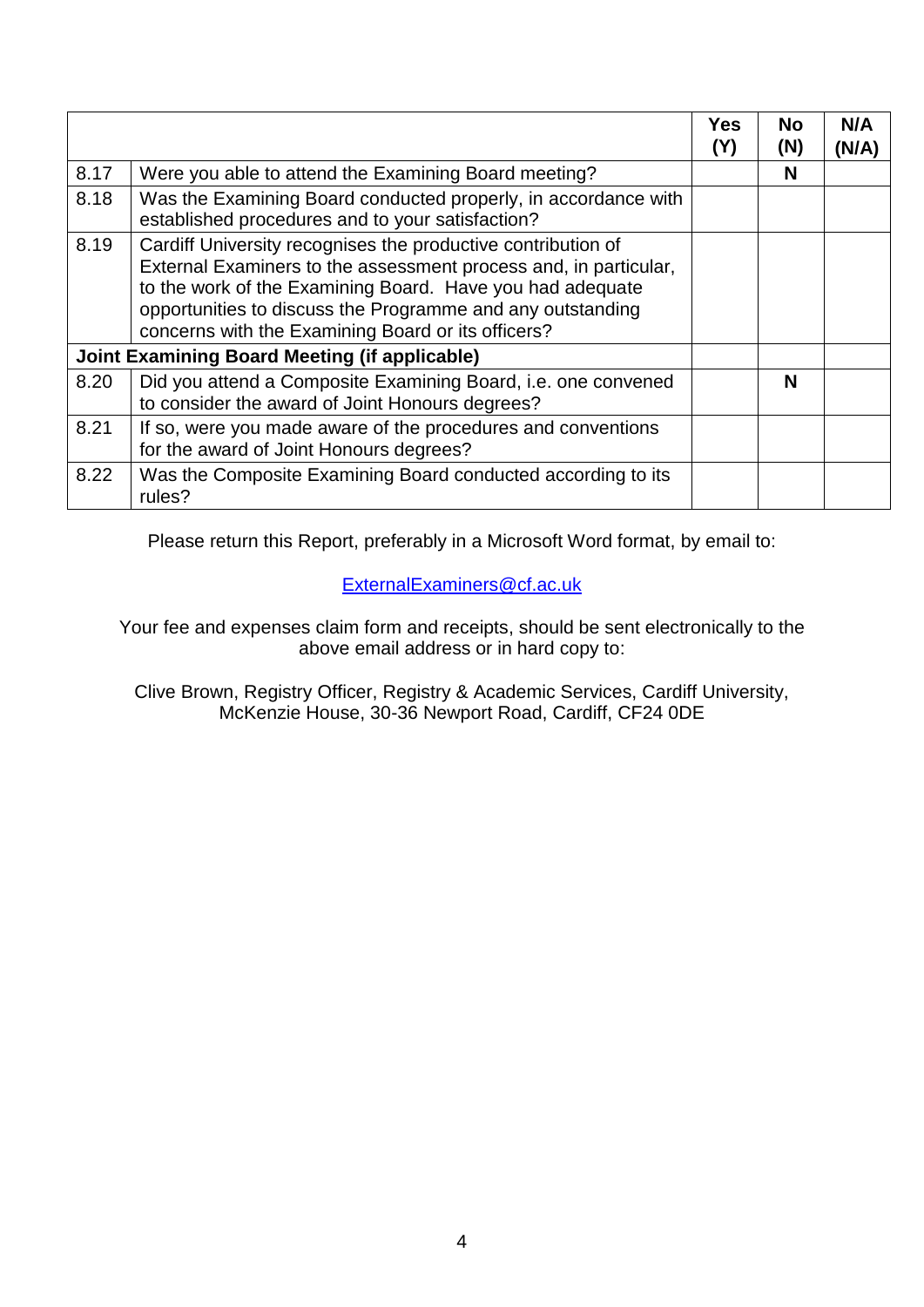| | | Yes (Y) | No (N) | N/A (N/A) |
|---|---|---|---|---|
| 8.17 | Were you able to attend the Examining Board meeting? | | N | |
| 8.18 | Was the Examining Board conducted properly, in accordance with established procedures and to your satisfaction? | | | |
| 8.19 | Cardiff University recognises the productive contribution of External Examiners to the assessment process and, in particular, to the work of the Examining Board. Have you had adequate opportunities to discuss the Programme and any outstanding concerns with the Examining Board or its officers? | | | |
| **Joint Examining Board Meeting (if applicable)** | | | | |
| 8.20 | Did you attend a Composite Examining Board, i.e. one convened to consider the award of Joint Honours degrees? | | N | |
| 8.21 | If so, were you made aware of the procedures and conventions for the award of Joint Honours degrees? | | | |
| 8.22 | Was the Composite Examining Board conducted according to its rules? | | | |

Please return this Report, preferably in a Microsoft Word format, by email to:

ExternalExaminers@cf.ac.uk

Your fee and expenses claim form and receipts, should be sent electronically to the above email address or in hard copy to:

Clive Brown, Registry Officer, Registry & Academic Services, Cardiff University, McKenzie House, 30-36 Newport Road, Cardiff, CF24 0DE